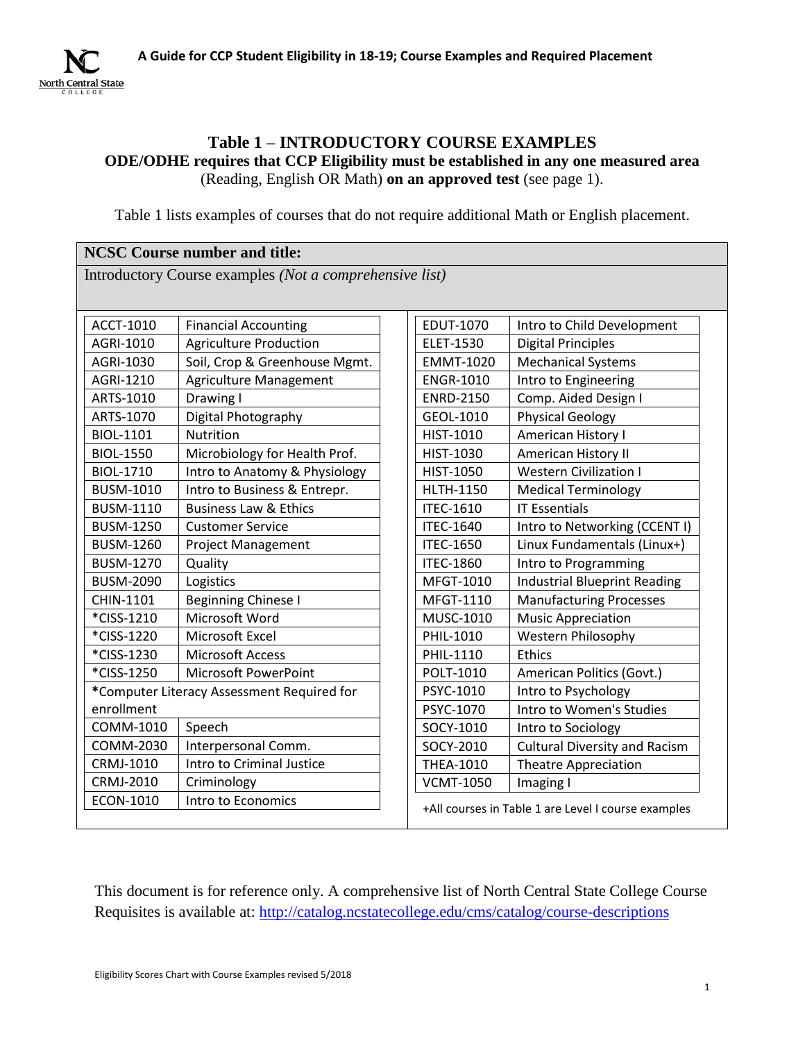A Guide for CCP Student Eligibility in 18-19; Course Examples and Required Placement

# Table 1 – INTRODUCTORY COURSE EXAMPLES

**ODE/ODHE requires that CCP Eligibility must be established in any one measured area** (Reading, English OR Math) **on an approved test** (see page 1).

Table 1 lists examples of courses that do not require additional Math or English placement.

**NCSC Course number and title:**

Introductory Course examples *(Not a comprehensive list)*

| Course | Title |
|---|---|
| ACCT-1010 | Financial Accounting |
| AGRI-1010 | Agriculture Production |
| AGRI-1030 | Soil, Crop & Greenhouse Mgmt. |
| AGRI-1210 | Agriculture Management |
| ARTS-1010 | Drawing I |
| ARTS-1070 | Digital Photography |
| BIOL-1101 | Nutrition |
| BIOL-1550 | Microbiology for Health Prof. |
| BIOL-1710 | Intro to Anatomy & Physiology |
| BUSM-1010 | Intro to Business & Entrepr. |
| BUSM-1110 | Business Law & Ethics |
| BUSM-1250 | Customer Service |
| BUSM-1260 | Project Management |
| BUSM-1270 | Quality |
| BUSM-2090 | Logistics |
| CHIN-1101 | Beginning Chinese I |
| *CISS-1210 | Microsoft Word |
| *CISS-1220 | Microsoft Excel |
| *CISS-1230 | Microsoft Access |
| *CISS-1250 | Microsoft PowerPoint |
| *Computer Literacy Assessment Required for enrollment | |
| COMM-1010 | Speech |
| COMM-2030 | Interpersonal Comm. |
| CRMJ-1010 | Intro to Criminal Justice |
| CRMJ-2010 | Criminology |
| ECON-1010 | Intro to Economics |
| EDUT-1070 | Intro to Child Development |
| ELET-1530 | Digital Principles |
| EMMT-1020 | Mechanical Systems |
| ENGR-1010 | Intro to Engineering |
| ENRD-2150 | Comp. Aided Design I |
| GEOL-1010 | Physical Geology |
| HIST-1010 | American History I |
| HIST-1030 | American History II |
| HIST-1050 | Western Civilization I |
| HLTH-1150 | Medical Terminology |
| ITEC-1610 | IT Essentials |
| ITEC-1640 | Intro to Networking (CCENT I) |
| ITEC-1650 | Linux Fundamentals (Linux+) |
| ITEC-1860 | Intro to Programming |
| MFGT-1010 | Industrial Blueprint Reading |
| MFGT-1110 | Manufacturing Processes |
| MUSC-1010 | Music Appreciation |
| PHIL-1010 | Western Philosophy |
| PHIL-1110 | Ethics |
| POLT-1010 | American Politics (Govt.) |
| PSYC-1010 | Intro to Psychology |
| PSYC-1070 | Intro to Women's Studies |
| SOCY-1010 | Intro to Sociology |
| SOCY-2010 | Cultural Diversity and Racism |
| THEA-1010 | Theatre Appreciation |
| VCMT-1050 | Imaging I |

+All courses in Table 1 are Level I course examples

This document is for reference only. A comprehensive list of North Central State College Course Requisites is available at: http://catalog.ncstatecollege.edu/cms/catalog/course-descriptions

Eligibility Scores Chart with Course Examples revised 5/2018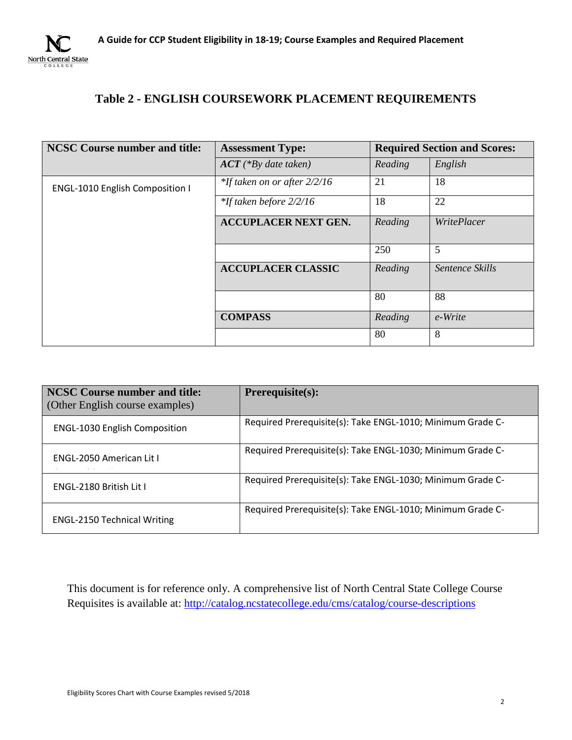## Table 2 - ENGLISH COURSEWORK PLACEMENT REQUIREMENTS

| NCSC Course number and title: | Assessment Type: | Required Section and Scores: | |
|---|---|---|---|
| | ***ACT*** *(*By date taken)* | *Reading* | *English* |
| ENGL-1010 English Composition I | **If taken on or after 2/2/16* | 21 | 18 |
| | **If taken before 2/2/16* | 18 | 22 |
| | **ACCUPLACER NEXT GEN.** | *Reading* | *WritePlacer* |
| | | 250 | 5 |
| | **ACCUPLACER CLASSIC** | *Reading* | *Sentence Skills* |
| | | 80 | 88 |
| | **COMPASS** | *Reading* | *e-Write* |
| | | 80 | 8 |

| **NCSC Course number and title:** (Other English course examples) | **Prerequisite(s):** |
|---|---|
| ENGL-1030 English Composition | Required Prerequisite(s): Take ENGL-1010; Minimum Grade C- |
| ENGL-2050 American Lit I | Required Prerequisite(s): Take ENGL-1030; Minimum Grade C- |
| ENGL-2180 British Lit I | Required Prerequisite(s): Take ENGL-1030; Minimum Grade C- |
| ENGL-2150 Technical Writing | Required Prerequisite(s): Take ENGL-1010; Minimum Grade C- |

This document is for reference only. A comprehensive list of North Central State College Course Requisites is available at: http://catalog.ncstatecollege.edu/cms/catalog/course-descriptions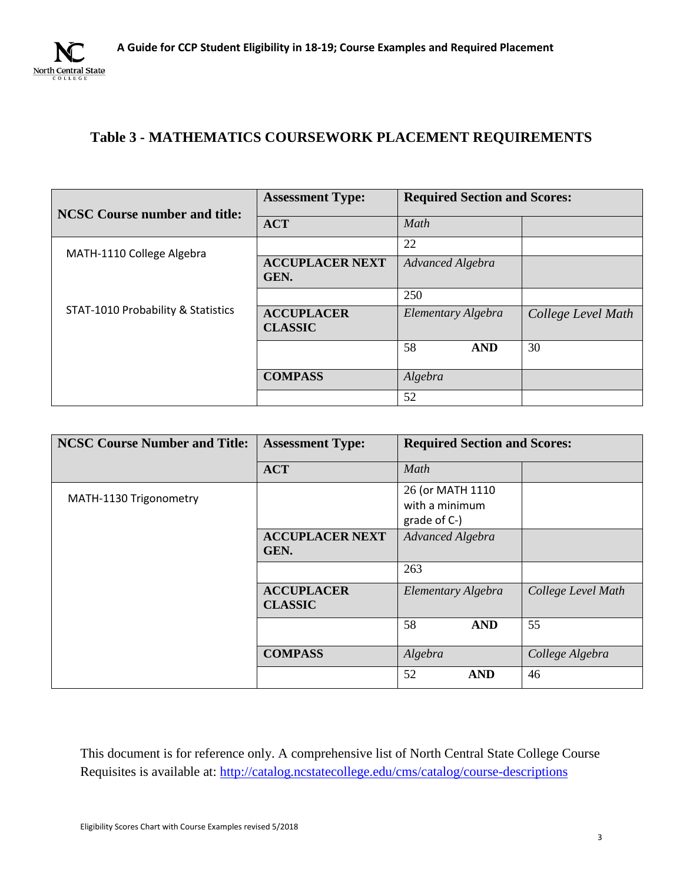## Table 3 - MATHEMATICS COURSEWORK PLACEMENT REQUIREMENTS

| NCSC Course number and title: | Assessment Type: | Required Section and Scores: | |
|---|---|---|---|
| | **ACT** | *Math* | |
| MATH-1110 College Algebra | | 22 | |
| | **ACCUPLACER NEXT GEN.** | *Advanced Algebra* | |
| | | 250 | |
| STAT-1010 Probability & Statistics | **ACCUPLACER CLASSIC** | *Elementary Algebra* | *College Level Math* |
| | | 58 **AND** | 30 |
| | **COMPASS** | *Algebra* | |
| | | 52 | |

| NCSC Course Number and Title: | Assessment Type: | Required Section and Scores: | |
|---|---|---|---|
| | **ACT** | *Math* | |
| MATH-1130 Trigonometry | | 26 (or MATH 1110 with a minimum grade of C-) | |
| | **ACCUPLACER NEXT GEN.** | *Advanced Algebra* | |
| | | 263 | |
| | **ACCUPLACER CLASSIC** | *Elementary Algebra* | *College Level Math* |
| | | 58 **AND** | 55 |
| | **COMPASS** | *Algebra* | *College Algebra* |
| | | 52 **AND** | 46 |

This document is for reference only. A comprehensive list of North Central State College Course Requisites is available at: http://catalog.ncstatecollege.edu/cms/catalog/course-descriptions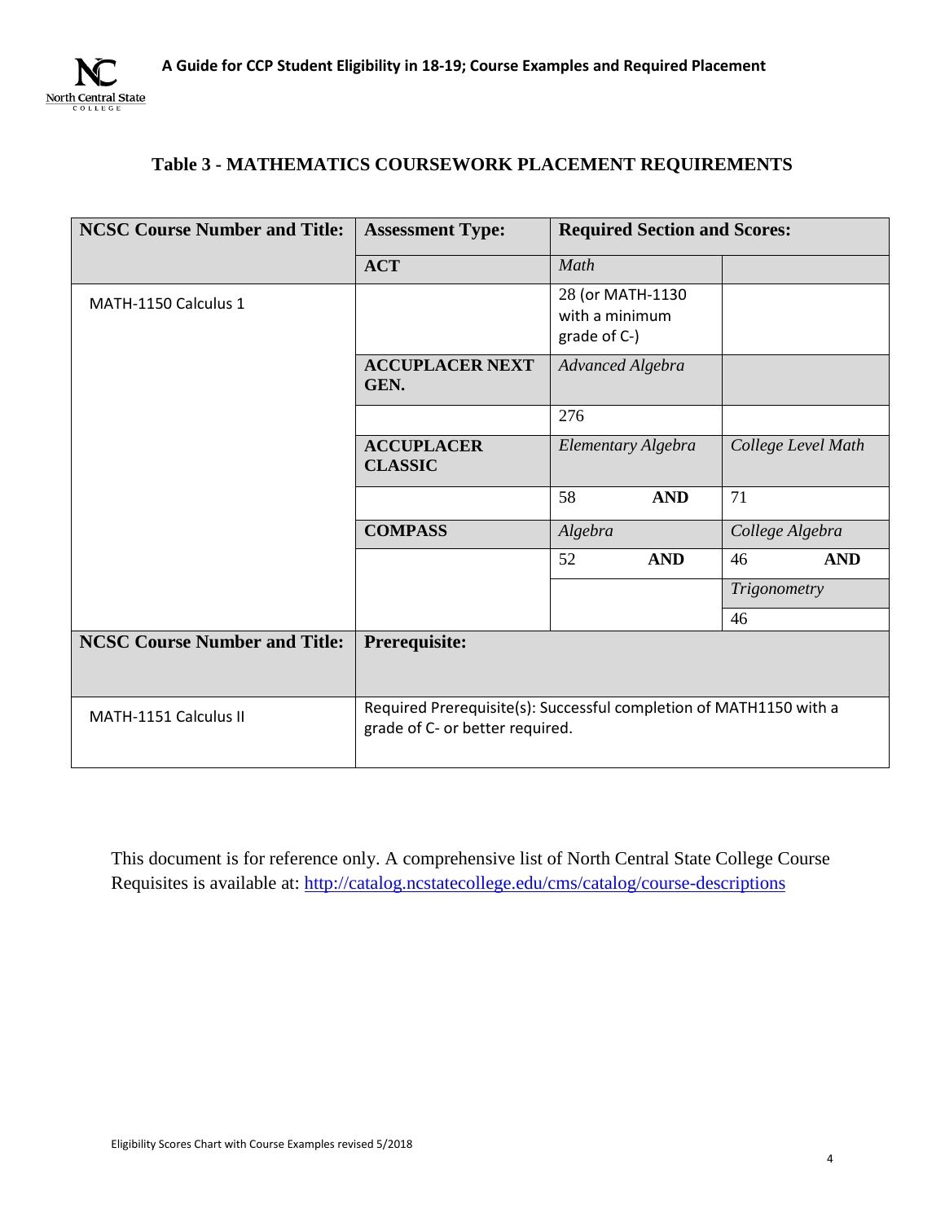## Table 3 - MATHEMATICS COURSEWORK PLACEMENT REQUIREMENTS

| NCSC Course Number and Title: | Assessment Type: | Required Section and Scores: | |
|---|---|---|---|
| | **ACT** | *Math* | |
| MATH-1150 Calculus 1 | | 28 (or MATH-1130 with a minimum grade of C-) | |
| | **ACCUPLACER NEXT GEN.** | *Advanced Algebra* | |
| | | 276 | |
| | **ACCUPLACER CLASSIC** | *Elementary Algebra* | *College Level Math* |
| | | 58 **AND** | 71 |
| | **COMPASS** | *Algebra* | *College Algebra* |
| | | 52 **AND** | 46 **AND** |
| | | | *Trigonometry* |
| | | | 46 |
| **NCSC Course Number and Title:** | **Prerequisite:** | | |
| MATH-1151 Calculus II | Required Prerequisite(s): Successful completion of MATH1150 with a grade of C- or better required. | | |

This document is for reference only. A comprehensive list of North Central State College Course Requisites is available at: [http://catalog.ncstatecollege.edu/cms/catalog/course-descriptions](http://catalog.ncstatecollege.edu/cms/catalog/course-descriptions)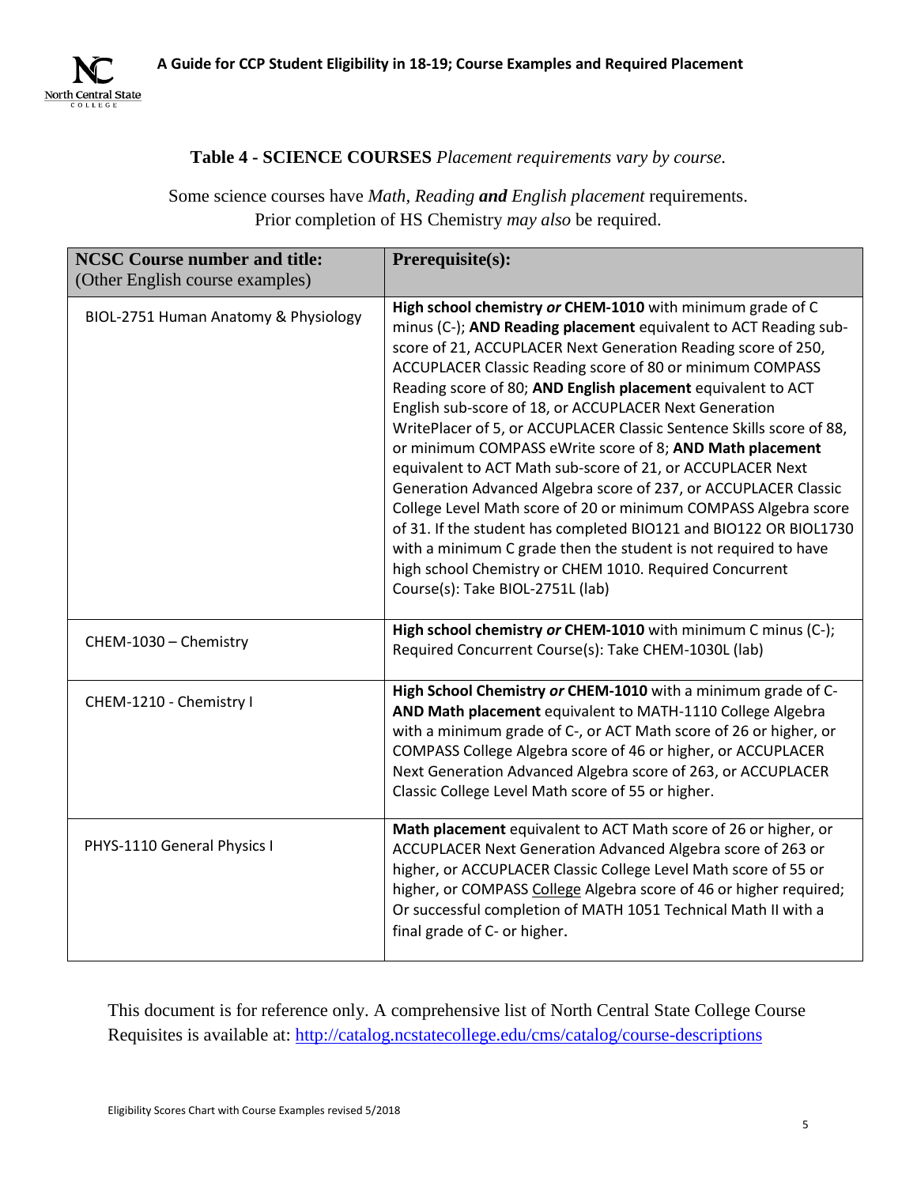## Table 4 - SCIENCE COURSES *Placement requirements vary by course.*

Some science courses have *Math, Reading **and** English placement* requirements.
Prior completion of HS Chemistry *may also* be required.

| **NCSC Course number and title:** (Other English course examples) | **Prerequisite(s):** |
|---|---|
| BIOL-2751 Human Anatomy & Physiology | **High school chemistry *or* CHEM-1010** with minimum grade of C minus (C-); **AND Reading placement** equivalent to ACT Reading sub-score of 21, ACCUPLACER Next Generation Reading score of 250, ACCUPLACER Classic Reading score of 80 or minimum COMPASS Reading score of 80; **AND English placement** equivalent to ACT English sub-score of 18, or ACCUPLACER Next Generation WritePlacer of 5, or ACCUPLACER Classic Sentence Skills score of 88, or minimum COMPASS eWrite score of 8; **AND Math placement** equivalent to ACT Math sub-score of 21, or ACCUPLACER Next Generation Advanced Algebra score of 237, or ACCUPLACER Classic College Level Math score of 20 or minimum COMPASS Algebra score of 31. If the student has completed BIO121 and BIO122 OR BIOL1730 with a minimum C grade then the student is not required to have high school Chemistry or CHEM 1010. Required Concurrent Course(s): Take BIOL-2751L (lab) |
| CHEM-1030 – Chemistry | **High school chemistry *or* CHEM-1010** with minimum C minus (C-); Required Concurrent Course(s): Take CHEM-1030L (lab) |
| CHEM-1210 - Chemistry I | **High School Chemistry *or* CHEM-1010** with a minimum grade of C- **AND Math placement** equivalent to MATH-1110 College Algebra with a minimum grade of C-, or ACT Math score of 26 or higher, or COMPASS College Algebra score of 46 or higher, or ACCUPLACER Next Generation Advanced Algebra score of 263, or ACCUPLACER Classic College Level Math score of 55 or higher. |
| PHYS-1110 General Physics I | **Math placement** equivalent to ACT Math score of 26 or higher, or ACCUPLACER Next Generation Advanced Algebra score of 263 or higher, or ACCUPLACER Classic College Level Math score of 55 or higher, or COMPASS College Algebra score of 46 or higher required; Or successful completion of MATH 1051 Technical Math II with a final grade of C- or higher. |

This document is for reference only. A comprehensive list of North Central State College Course Requisites is available at: http://catalog.ncstatecollege.edu/cms/catalog/course-descriptions